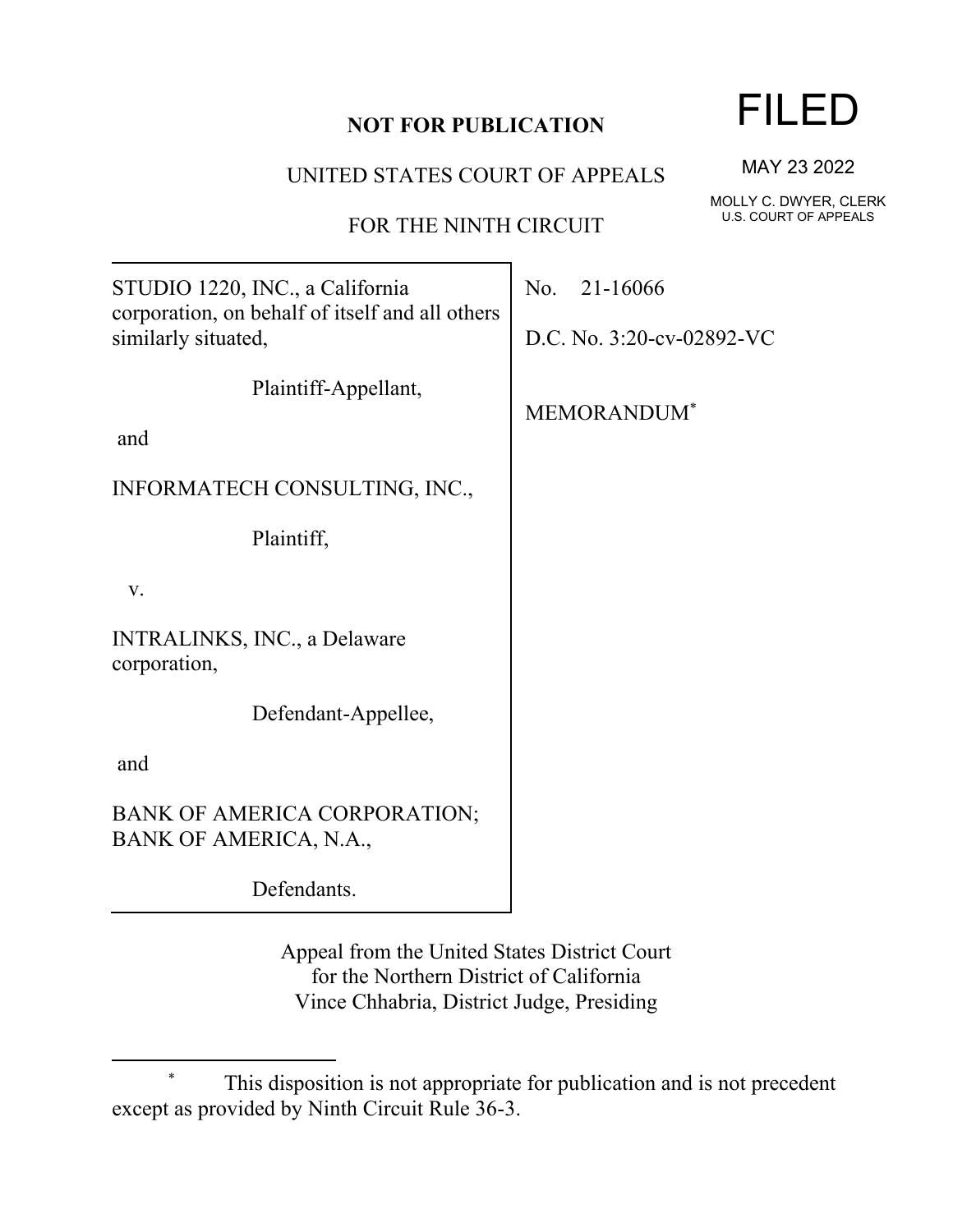**NOT FOR PUBLICATION**

UNITED STATES COURT OF APPEALS

FOR THE NINTH CIRCUIT

FILED

MAY 23 2022

MOLLY C. DWYER, CLERK
U.S. COURT OF APPEALS

STUDIO 1220, INC., a California corporation, on behalf of itself and all others similarly situated,

Plaintiff-Appellant,

and

INFORMATECH CONSULTING, INC.,

Plaintiff,

v.

INTRALINKS, INC., a Delaware corporation,

Defendant-Appellee,

and

BANK OF AMERICA CORPORATION; BANK OF AMERICA, N.A.,

Defendants.

No. 21-16066

D.C. No. 3:20-cv-02892-VC

MEMORANDUM*

Appeal from the United States District Court
for the Northern District of California
Vince Chhabria, District Judge, Presiding

---

\* This disposition is not appropriate for publication and is not precedent except as provided by Ninth Circuit Rule 36-3.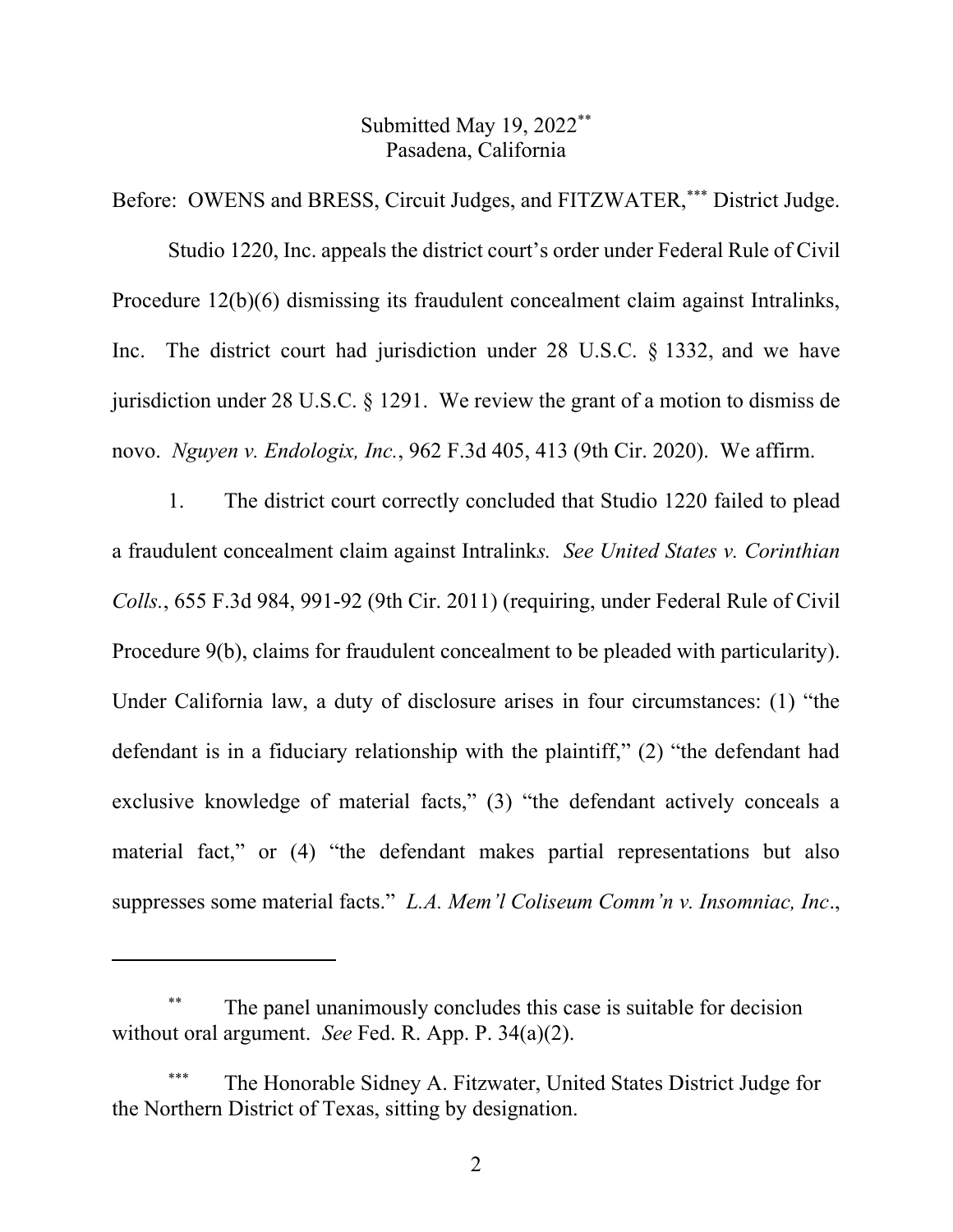Submitted May 19, 2022[**]
Pasadena, California

Before: OWENS and BRESS, Circuit Judges, and FITZWATER,[***] District Judge.

Studio 1220, Inc. appeals the district court's order under Federal Rule of Civil Procedure 12(b)(6) dismissing its fraudulent concealment claim against Intralinks, Inc. The district court had jurisdiction under 28 U.S.C. § 1332, and we have jurisdiction under 28 U.S.C. § 1291. We review the grant of a motion to dismiss de novo. *Nguyen v. Endologix, Inc.*, 962 F.3d 405, 413 (9th Cir. 2020). We affirm.

1. The district court correctly concluded that Studio 1220 failed to plead a fraudulent concealment claim against Intralinks. *See United States v. Corinthian Colls.*, 655 F.3d 984, 991-92 (9th Cir. 2011) (requiring, under Federal Rule of Civil Procedure 9(b), claims for fraudulent concealment to be pleaded with particularity). Under California law, a duty of disclosure arises in four circumstances: (1) "the defendant is in a fiduciary relationship with the plaintiff," (2) "the defendant had exclusive knowledge of material facts," (3) "the defendant actively conceals a material fact," or (4) "the defendant makes partial representations but also suppresses some material facts." *L.A. Mem'l Coliseum Comm'n v. Insomniac, Inc.*,

---

[**] The panel unanimously concludes this case is suitable for decision without oral argument. *See* Fed. R. App. P. 34(a)(2).

[***] The Honorable Sidney A. Fitzwater, United States District Judge for the Northern District of Texas, sitting by designation.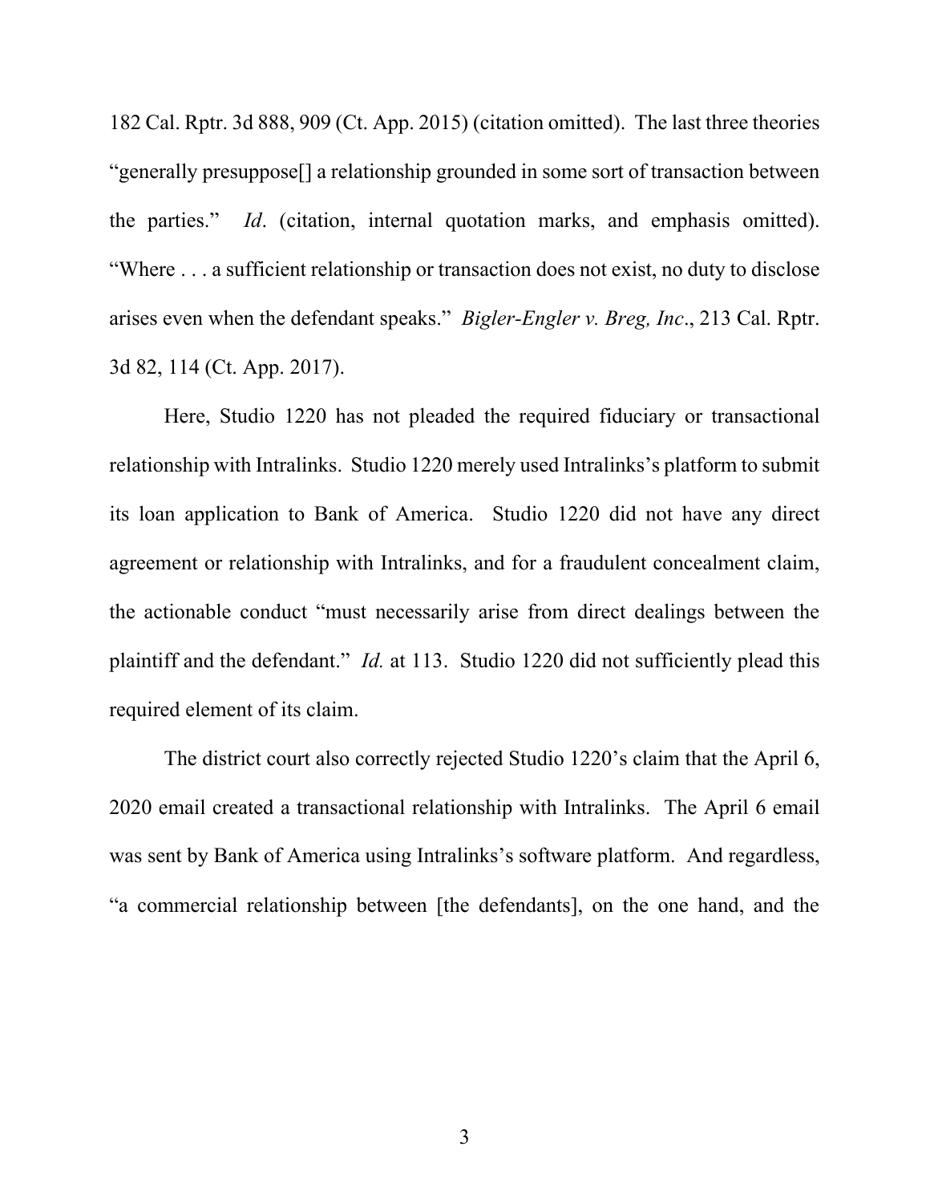182 Cal. Rptr. 3d 888, 909 (Ct. App. 2015) (citation omitted). The last three theories "generally presuppose[] a relationship grounded in some sort of transaction between the parties." *Id*. (citation, internal quotation marks, and emphasis omitted). "Where . . . a sufficient relationship or transaction does not exist, no duty to disclose arises even when the defendant speaks." *Bigler-Engler v. Breg, Inc*., 213 Cal. Rptr. 3d 82, 114 (Ct. App. 2017).

Here, Studio 1220 has not pleaded the required fiduciary or transactional relationship with Intralinks. Studio 1220 merely used Intralinks's platform to submit its loan application to Bank of America. Studio 1220 did not have any direct agreement or relationship with Intralinks, and for a fraudulent concealment claim, the actionable conduct "must necessarily arise from direct dealings between the plaintiff and the defendant." *Id.* at 113. Studio 1220 did not sufficiently plead this required element of its claim.

The district court also correctly rejected Studio 1220's claim that the April 6, 2020 email created a transactional relationship with Intralinks. The April 6 email was sent by Bank of America using Intralinks's software platform. And regardless, "a commercial relationship between [the defendants], on the one hand, and the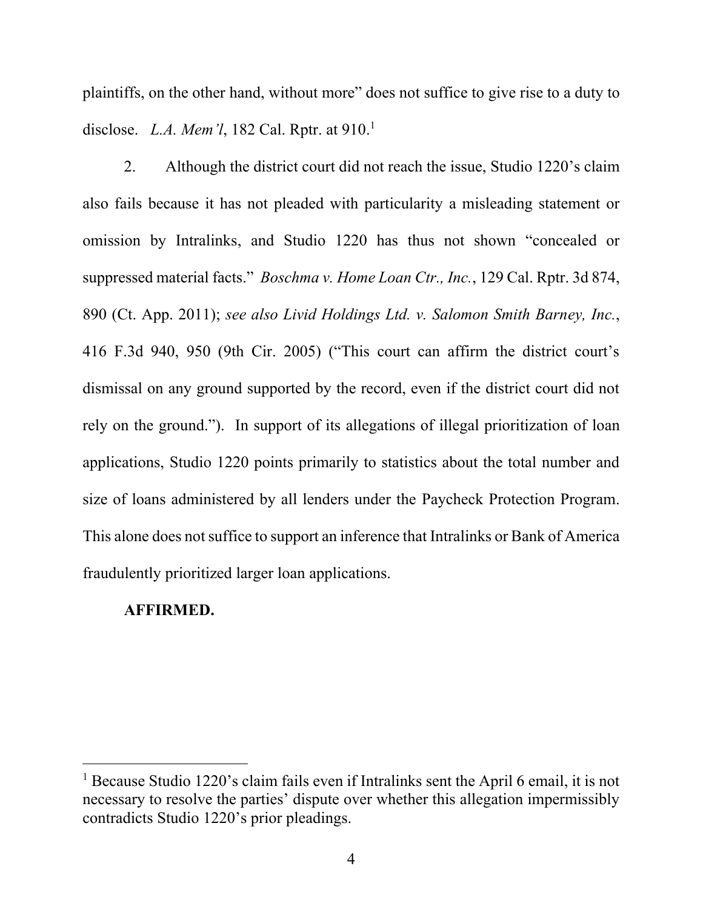plaintiffs, on the other hand, without more" does not suffice to give rise to a duty to disclose. *L.A. Mem'l*, 182 Cal. Rptr. at 910.[1]

2. Although the district court did not reach the issue, Studio 1220's claim also fails because it has not pleaded with particularity a misleading statement or omission by Intralinks, and Studio 1220 has thus not shown "concealed or suppressed material facts." *Boschma v. Home Loan Ctr., Inc.*, 129 Cal. Rptr. 3d 874, 890 (Ct. App. 2011); *see also Livid Holdings Ltd. v. Salomon Smith Barney, Inc.*, 416 F.3d 940, 950 (9th Cir. 2005) ("This court can affirm the district court's dismissal on any ground supported by the record, even if the district court did not rely on the ground."). In support of its allegations of illegal prioritization of loan applications, Studio 1220 points primarily to statistics about the total number and size of loans administered by all lenders under the Paycheck Protection Program. This alone does not suffice to support an inference that Intralinks or Bank of America fraudulently prioritized larger loan applications.

**AFFIRMED.**

---

[1] Because Studio 1220's claim fails even if Intralinks sent the April 6 email, it is not necessary to resolve the parties' dispute over whether this allegation impermissibly contradicts Studio 1220's prior pleadings.